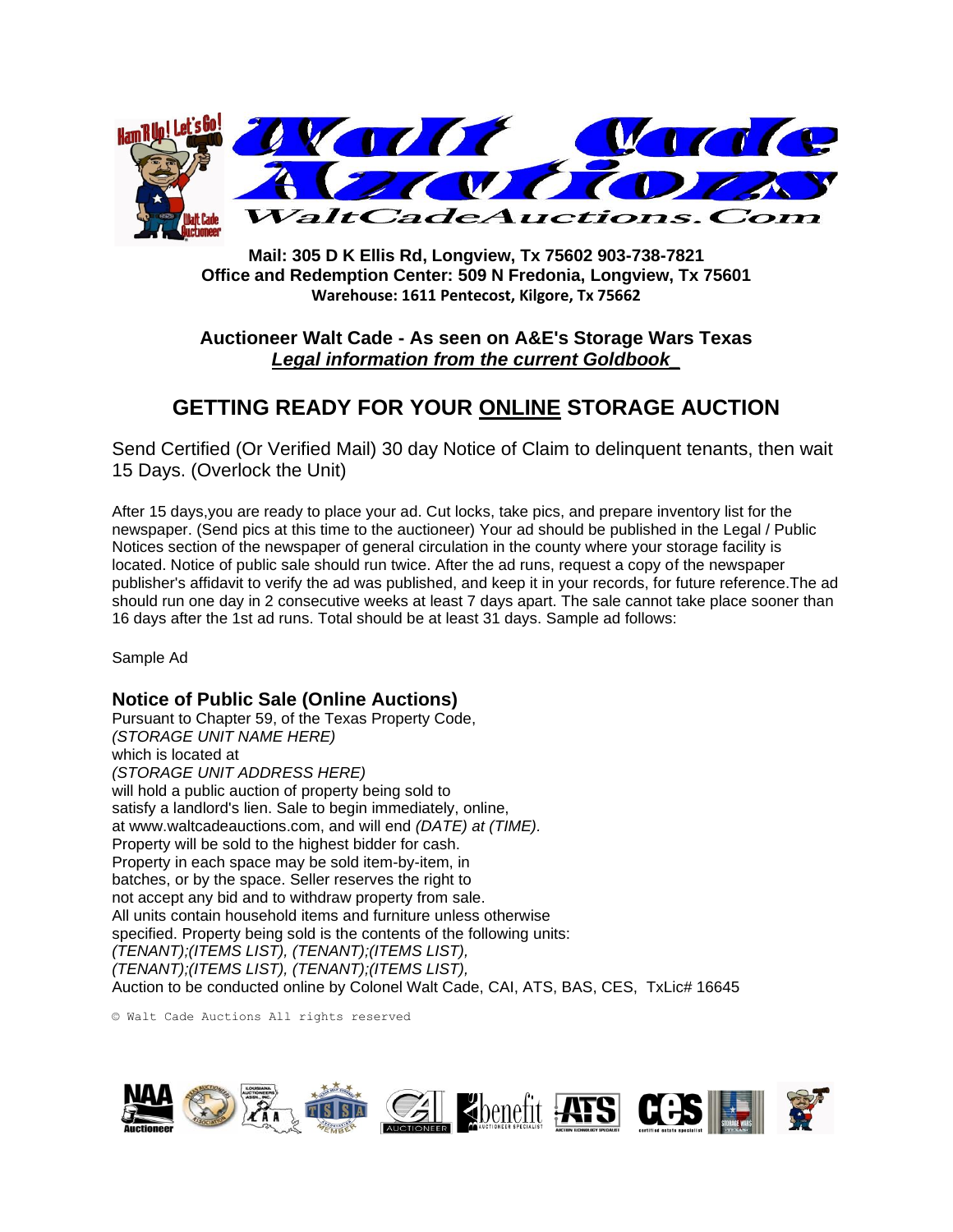Walt Cade Auctions

WaltCadeAuctions.Com

**Mail: 305 D K Ellis Rd, Longview, Tx 75602 903-738-7821**
**Office and Redemption Center: 509 N Fredonia, Longview, Tx 75601**
**Warehouse: 1611 Pentecost, Kilgore, Tx 75662**

**Auctioneer Walt Cade - As seen on A&E's Storage Wars Texas**
***Legal information from the current Goldbook***

# GETTING READY FOR YOUR ONLINE STORAGE AUCTION

Send Certified (Or Verified Mail) 30 day Notice of Claim to delinquent tenants, then wait 15 Days. (Overlock the Unit)

After 15 days,you are ready to place your ad. Cut locks, take pics, and prepare inventory list for the newspaper. (Send pics at this time to the auctioneer) Your ad should be published in the Legal / Public Notices section of the newspaper of general circulation in the county where your storage facility is located. Notice of public sale should run twice. After the ad runs, request a copy of the newspaper publisher's affidavit to verify the ad was published, and keep it in your records, for future reference.The ad should run one day in 2 consecutive weeks at least 7 days apart. The sale cannot take place sooner than 16 days after the 1st ad runs. Total should be at least 31 days. Sample ad follows:

Sample Ad

### Notice of Public Sale (Online Auctions)

Pursuant to Chapter 59, of the Texas Property Code,
*(STORAGE UNIT NAME HERE)*
which is located at
*(STORAGE UNIT ADDRESS HERE)*
will hold a public auction of property being sold to
satisfy a landlord's lien. Sale to begin immediately, online,
at www.waltcadeauctions.com, and will end *(DATE) at (TIME).*
Property will be sold to the highest bidder for cash.
Property in each space may be sold item-by-item, in
batches, or by the space. Seller reserves the right to
not accept any bid and to withdraw property from sale.
All units contain household items and furniture unless otherwise
specified. Property being sold is the contents of the following units:
*(TENANT);(ITEMS LIST), (TENANT);(ITEMS LIST),*
*(TENANT);(ITEMS LIST), (TENANT);(ITEMS LIST),*
Auction to be conducted online by Colonel Walt Cade, CAI, ATS, BAS, CES, TxLic# 16645

© Walt Cade Auctions All rights reserved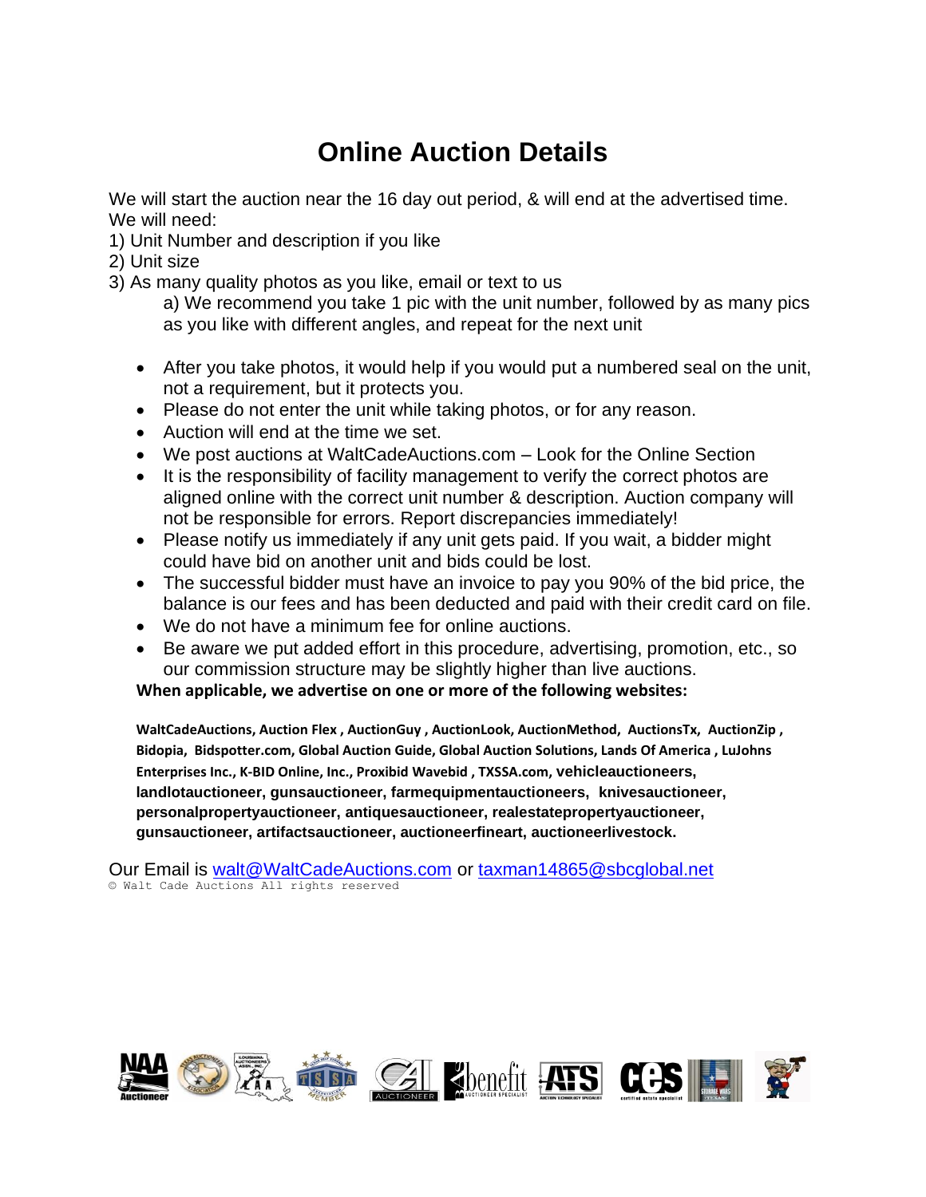# Online Auction Details

We will start the auction near the 16 day out period, & will end at the advertised time.
We will need:

1) Unit Number and description if you like
2) Unit size
3) As many quality photos as you like, email or text to us
   a) We recommend you take 1 pic with the unit number, followed by as many pics as you like with different angles, and repeat for the next unit

- After you take photos, it would help if you would put a numbered seal on the unit, not a requirement, but it protects you.
- Please do not enter the unit while taking photos, or for any reason.
- Auction will end at the time we set.
- We post auctions at WaltCadeAuctions.com – Look for the Online Section
- It is the responsibility of facility management to verify the correct photos are aligned online with the correct unit number & description. Auction company will not be responsible for errors. Report discrepancies immediately!
- Please notify us immediately if any unit gets paid. If you wait, a bidder might could have bid on another unit and bids could be lost.
- The successful bidder must have an invoice to pay you 90% of the bid price, the balance is our fees and has been deducted and paid with their credit card on file.
- We do not have a minimum fee for online auctions.
- Be aware we put added effort in this procedure, advertising, promotion, etc., so our commission structure may be slightly higher than live auctions.

**When applicable, we advertise on one or more of the following websites:**

**WaltCadeAuctions, Auction Flex , AuctionGuy , AuctionLook, AuctionMethod, AuctionsTx, AuctionZip , Bidopia, Bidspotter.com, Global Auction Guide, Global Auction Solutions, Lands Of America , LuJohns Enterprises Inc., K-BID Online, Inc., Proxibid Wavebid , TXSSA.com, vehicleauctioneers, landlotauctioneer, gunsauctioneer, farmequipmentauctioneers, knivesauctioneer, personalpropertyauctioneer, antiquesauctioneer, realestatepropertyauctioneer, gunsauctioneer, artifactsauctioneer, auctioneerfineart, auctioneerlivestock.**

Our Email is walt@WaltCadeAuctions.com or taxman14865@sbcglobal.net

© Walt Cade Auctions All rights reserved